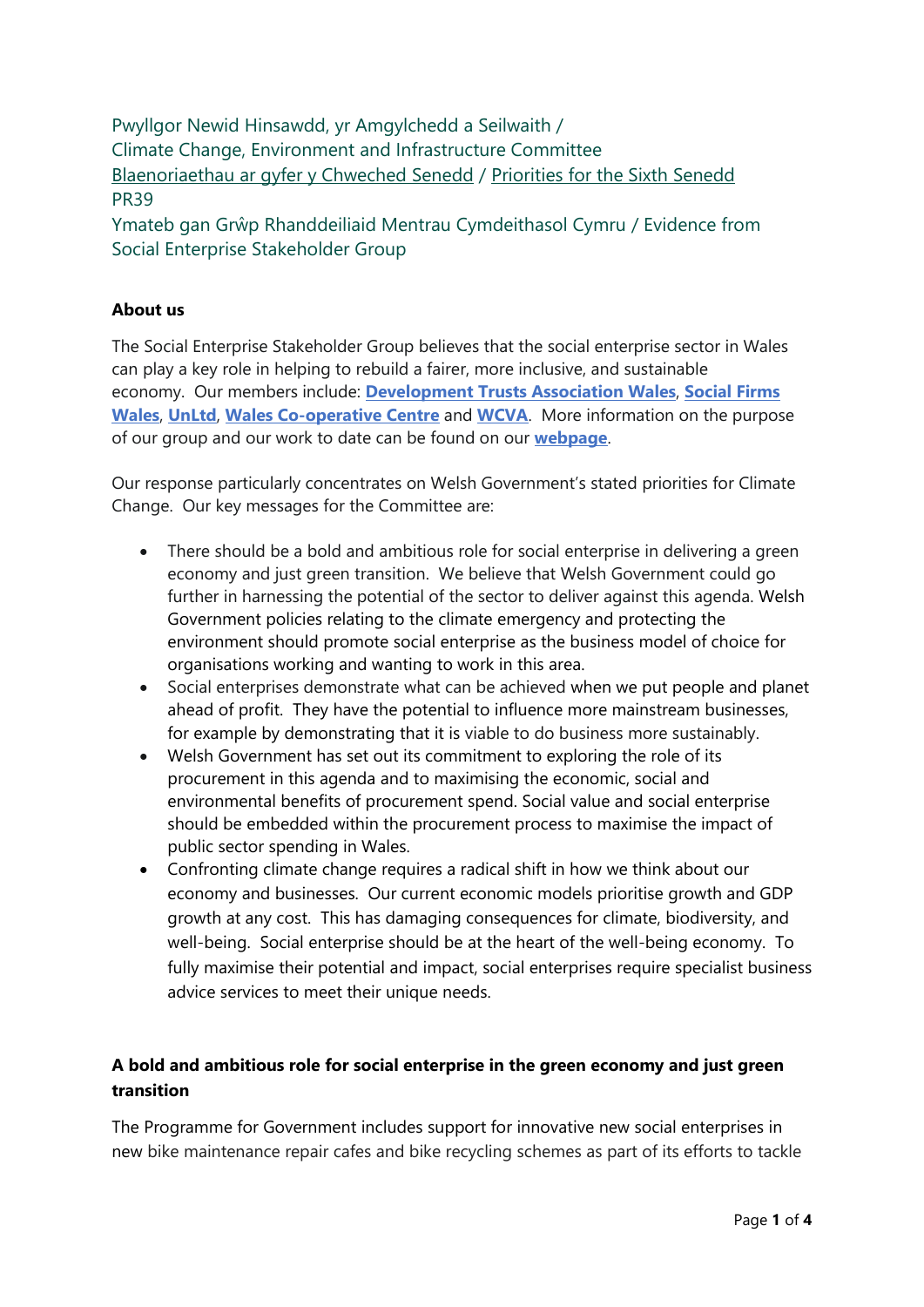Pwyllgor Newid Hinsawdd, yr Amgylchedd a Seilwaith /
Climate Change, Environment and Infrastructure Committee
Blaenoriaethau ar gyfer y Chweched Senedd / Priorities for the Sixth Senedd
PR39
Ymateb gan Grŵp Rhanddeiliaid Mentrau Cymdeithasol Cymru / Evidence from Social Enterprise Stakeholder Group

**About us**

The Social Enterprise Stakeholder Group believes that the social enterprise sector in Wales can play a key role in helping to rebuild a fairer, more inclusive, and sustainable economy. Our members include: **Development Trusts Association Wales**, **Social Firms Wales**, **UnLtd**, **Wales Co-operative Centre** and **WCVA**. More information on the purpose of our group and our work to date can be found on our **webpage**.

Our response particularly concentrates on Welsh Government's stated priorities for Climate Change. Our key messages for the Committee are:

- There should be a bold and ambitious role for social enterprise in delivering a green economy and just green transition. We believe that Welsh Government could go further in harnessing the potential of the sector to deliver against this agenda. Welsh Government policies relating to the climate emergency and protecting the environment should promote social enterprise as the business model of choice for organisations working and wanting to work in this area.
- Social enterprises demonstrate what can be achieved when we put people and planet ahead of profit. They have the potential to influence more mainstream businesses, for example by demonstrating that it is viable to do business more sustainably.
- Welsh Government has set out its commitment to exploring the role of its procurement in this agenda and to maximising the economic, social and environmental benefits of procurement spend. Social value and social enterprise should be embedded within the procurement process to maximise the impact of public sector spending in Wales.
- Confronting climate change requires a radical shift in how we think about our economy and businesses. Our current economic models prioritise growth and GDP growth at any cost. This has damaging consequences for climate, biodiversity, and well-being. Social enterprise should be at the heart of the well-being economy. To fully maximise their potential and impact, social enterprises require specialist business advice services to meet their unique needs.

**A bold and ambitious role for social enterprise in the green economy and just green transition**

The Programme for Government includes support for innovative new social enterprises in new bike maintenance repair cafes and bike recycling schemes as part of its efforts to tackle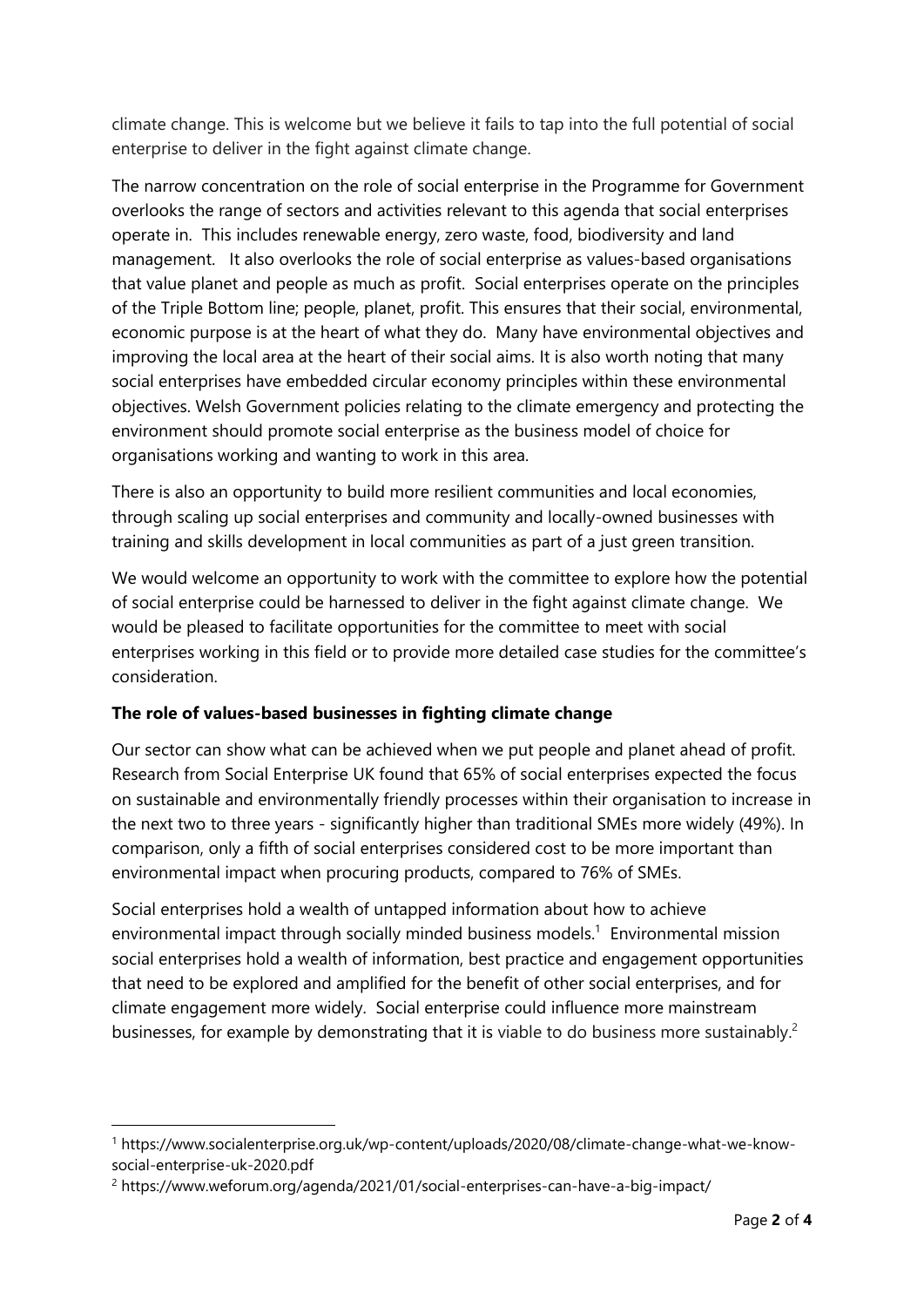climate change. This is welcome but we believe it fails to tap into the full potential of social enterprise to deliver in the fight against climate change.

The narrow concentration on the role of social enterprise in the Programme for Government overlooks the range of sectors and activities relevant to this agenda that social enterprises operate in. This includes renewable energy, zero waste, food, biodiversity and land management. It also overlooks the role of social enterprise as values-based organisations that value planet and people as much as profit. Social enterprises operate on the principles of the Triple Bottom line; people, planet, profit. This ensures that their social, environmental, economic purpose is at the heart of what they do. Many have environmental objectives and improving the local area at the heart of their social aims. It is also worth noting that many social enterprises have embedded circular economy principles within these environmental objectives. Welsh Government policies relating to the climate emergency and protecting the environment should promote social enterprise as the business model of choice for organisations working and wanting to work in this area.

There is also an opportunity to build more resilient communities and local economies, through scaling up social enterprises and community and locally-owned businesses with training and skills development in local communities as part of a just green transition.

We would welcome an opportunity to work with the committee to explore how the potential of social enterprise could be harnessed to deliver in the fight against climate change. We would be pleased to facilitate opportunities for the committee to meet with social enterprises working in this field or to provide more detailed case studies for the committee's consideration.

**The role of values-based businesses in fighting climate change**

Our sector can show what can be achieved when we put people and planet ahead of profit. Research from Social Enterprise UK found that 65% of social enterprises expected the focus on sustainable and environmentally friendly processes within their organisation to increase in the next two to three years - significantly higher than traditional SMEs more widely (49%). In comparison, only a fifth of social enterprises considered cost to be more important than environmental impact when procuring products, compared to 76% of SMEs.

Social enterprises hold a wealth of untapped information about how to achieve environmental impact through socially minded business models.[1] Environmental mission social enterprises hold a wealth of information, best practice and engagement opportunities that need to be explored and amplified for the benefit of other social enterprises, and for climate engagement more widely. Social enterprise could influence more mainstream businesses, for example by demonstrating that it is viable to do business more sustainably.[2]

---

[1] https://www.socialenterprise.org.uk/wp-content/uploads/2020/08/climate-change-what-we-know-social-enterprise-uk-2020.pdf

[2] https://www.weforum.org/agenda/2021/01/social-enterprises-can-have-a-big-impact/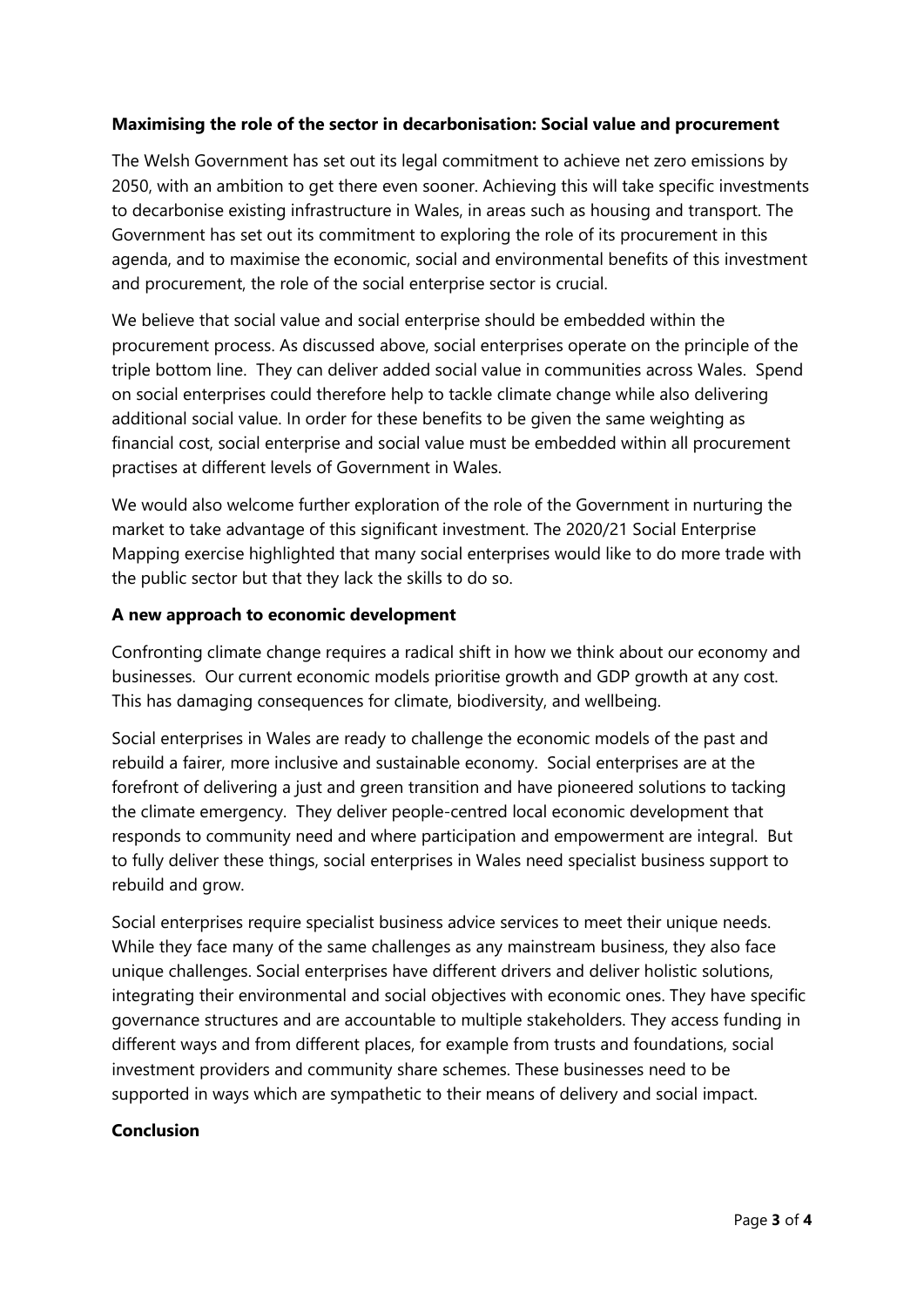**Maximising the role of the sector in decarbonisation: Social value and procurement**

The Welsh Government has set out its legal commitment to achieve net zero emissions by 2050, with an ambition to get there even sooner. Achieving this will take specific investments to decarbonise existing infrastructure in Wales, in areas such as housing and transport. The Government has set out its commitment to exploring the role of its procurement in this agenda, and to maximise the economic, social and environmental benefits of this investment and procurement, the role of the social enterprise sector is crucial.

We believe that social value and social enterprise should be embedded within the procurement process. As discussed above, social enterprises operate on the principle of the triple bottom line. They can deliver added social value in communities across Wales. Spend on social enterprises could therefore help to tackle climate change while also delivering additional social value. In order for these benefits to be given the same weighting as financial cost, social enterprise and social value must be embedded within all procurement practises at different levels of Government in Wales.

We would also welcome further exploration of the role of the Government in nurturing the market to take advantage of this significant investment. The 2020/21 Social Enterprise Mapping exercise highlighted that many social enterprises would like to do more trade with the public sector but that they lack the skills to do so.

**A new approach to economic development**

Confronting climate change requires a radical shift in how we think about our economy and businesses. Our current economic models prioritise growth and GDP growth at any cost. This has damaging consequences for climate, biodiversity, and wellbeing.

Social enterprises in Wales are ready to challenge the economic models of the past and rebuild a fairer, more inclusive and sustainable economy. Social enterprises are at the forefront of delivering a just and green transition and have pioneered solutions to tacking the climate emergency. They deliver people-centred local economic development that responds to community need and where participation and empowerment are integral. But to fully deliver these things, social enterprises in Wales need specialist business support to rebuild and grow.

Social enterprises require specialist business advice services to meet their unique needs. While they face many of the same challenges as any mainstream business, they also face unique challenges. Social enterprises have different drivers and deliver holistic solutions, integrating their environmental and social objectives with economic ones. They have specific governance structures and are accountable to multiple stakeholders. They access funding in different ways and from different places, for example from trusts and foundations, social investment providers and community share schemes. These businesses need to be supported in ways which are sympathetic to their means of delivery and social impact.

**Conclusion**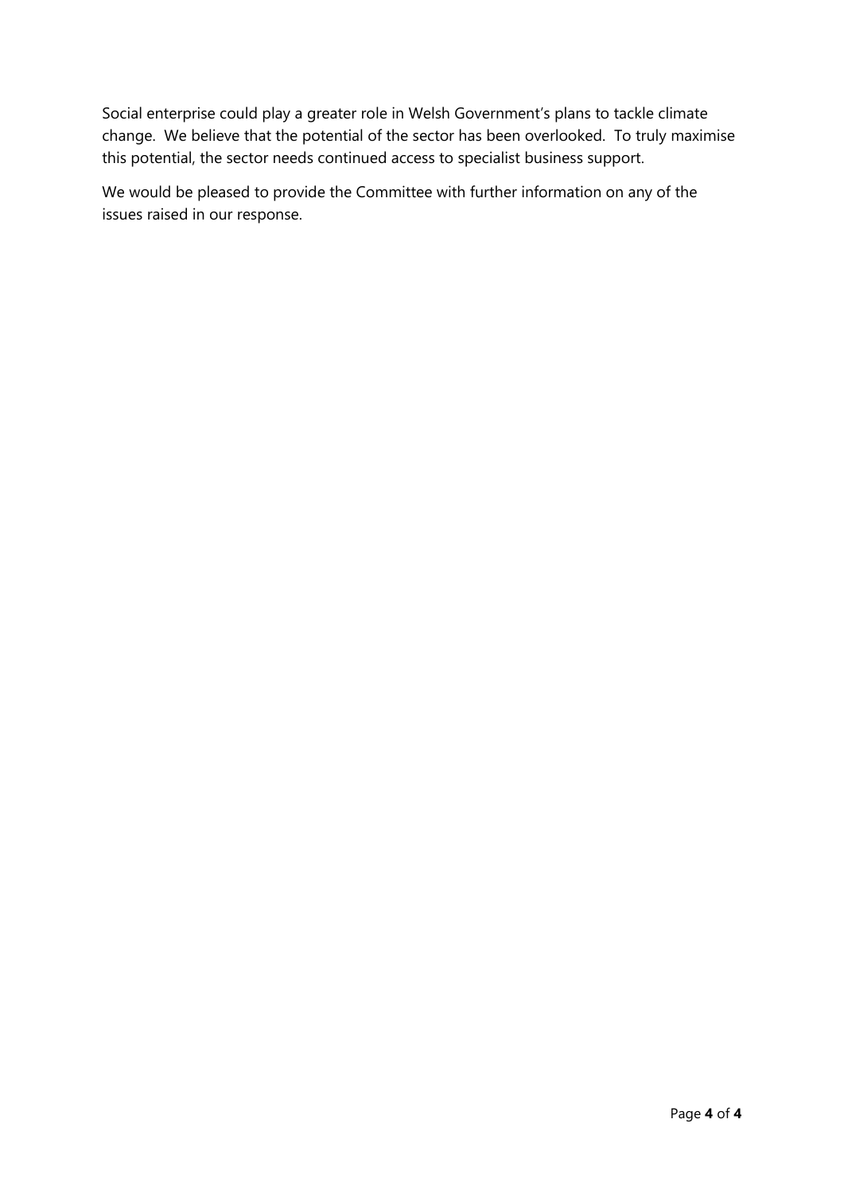Social enterprise could play a greater role in Welsh Government's plans to tackle climate change. We believe that the potential of the sector has been overlooked. To truly maximise this potential, the sector needs continued access to specialist business support.

We would be pleased to provide the Committee with further information on any of the issues raised in our response.